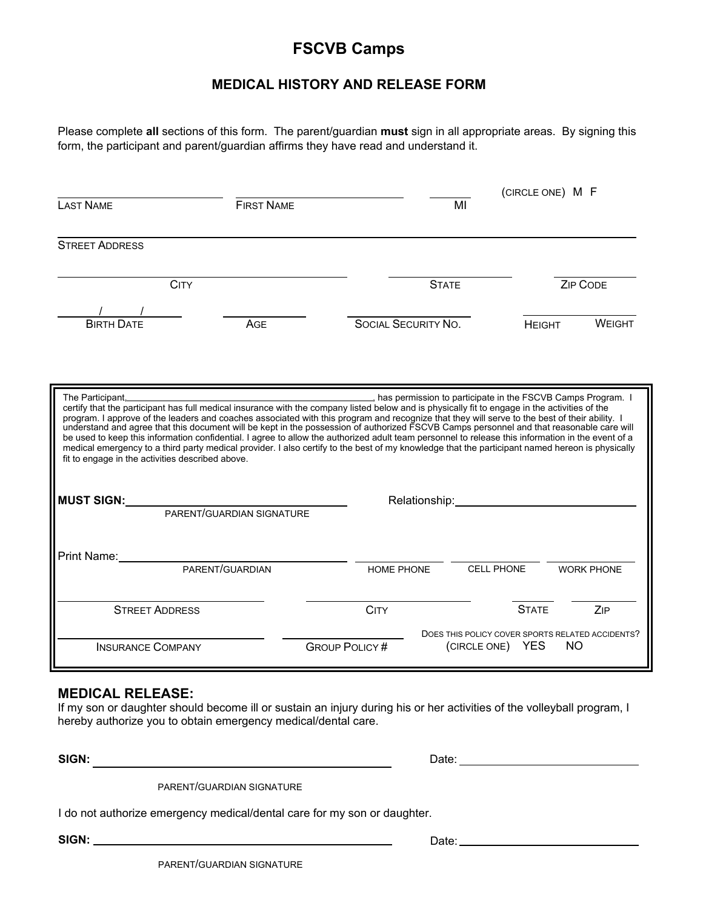# FSCVB Camps

## MEDICAL HISTORY AND RELEASE FORM

Please complete **all** sections of this form. The parent/guardian **must** sign in all appropriate areas. By signing this form, the participant and parent/guardian affirms they have read and understand it.

______________________ ______________________ ______ (CIRCLE ONE) M F
LAST NAME FIRST NAME MI

__________________________________________________
STREET ADDRESS

______________________ ______________________ ______________
CITY STATE ZIP CODE

____/____/____ ____________ ______________________ ____________
BIRTH DATE AGE SOCIAL SECURITY NO. HEIGHT WEIGHT

---

The Participant,________________________________________, has permission to participate in the FSCVB Camps Program. I certify that the participant has full medical insurance with the company listed below and is physically fit to engage in the activities of the program. I approve of the leaders and coaches associated with this program and recognize that they will serve to the best of their ability. I understand and agree that this document will be kept in the possession of authorized FSCVB Camps personnel and that reasonable care will be used to keep this information confidential. I agree to allow the authorized adult team personnel to release this information in the event of a medical emergency to a third party medical provider. I also certify to the best of my knowledge that the participant named hereon is physically fit to engage in the activities described above.

**MUST SIGN:**______________________________ Relationship:______________________
PARENT/GUARDIAN SIGNATURE

Print Name:______________________________ ____________ ____________ ____________
PARENT/GUARDIAN HOME PHONE CELL PHONE WORK PHONE

______________________ ______________________ ________ ________
STREET ADDRESS CITY STATE ZIP

______________________ ______________________ DOES THIS POLICY COVER SPORTS RELATED ACCIDENTS?
INSURANCE COMPANY GROUP POLICY # (CIRCLE ONE) YES NO

---

## MEDICAL RELEASE:

If my son or daughter should become ill or sustain an injury during his or her activities of the volleyball program, I hereby authorize you to obtain emergency medical/dental care.

**SIGN:** ______________________________ Date: ______________________
PARENT/GUARDIAN SIGNATURE

I do not authorize emergency medical/dental care for my son or daughter.

**SIGN:** ______________________________ Date: ______________________
PARENT/GUARDIAN SIGNATURE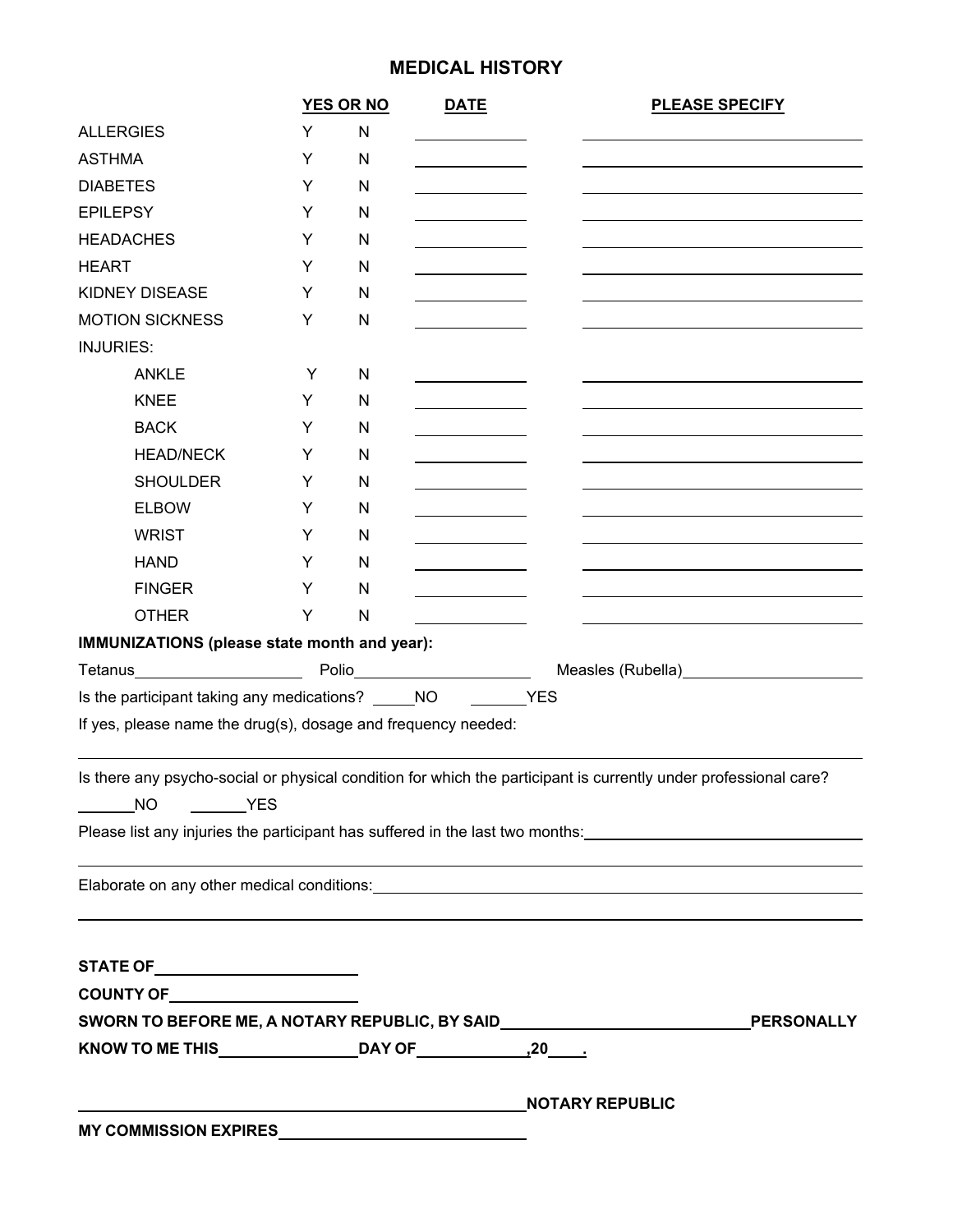# MEDICAL HISTORY

| | YES OR NO | | DATE | PLEASE SPECIFY |
|---|---|---|---|---|
| ALLERGIES | Y | N | ______ | ______ |
| ASTHMA | Y | N | ______ | ______ |
| DIABETES | Y | N | ______ | ______ |
| EPILEPSY | Y | N | ______ | ______ |
| HEADACHES | Y | N | ______ | ______ |
| HEART | Y | N | ______ | ______ |
| KIDNEY DISEASE | Y | N | ______ | ______ |
| MOTION SICKNESS | Y | N | ______ | ______ |
| INJURIES: | | | | |
| ANKLE | Y | N | ______ | ______ |
| KNEE | Y | N | ______ | ______ |
| BACK | Y | N | ______ | ______ |
| HEAD/NECK | Y | N | ______ | ______ |
| SHOULDER | Y | N | ______ | ______ |
| ELBOW | Y | N | ______ | ______ |
| WRIST | Y | N | ______ | ______ |
| HAND | Y | N | ______ | ______ |
| FINGER | Y | N | ______ | ______ |
| OTHER | Y | N | ______ | ______ |

**IMMUNIZATIONS (please state month and year):**

Tetanus__________________ Polio__________________ Measles (Rubella)__________________

Is the participant taking any medications? _____NO _______YES

If yes, please name the drug(s), dosage and frequency needed:

______________________________________________________________________

Is there any psycho-social or physical condition for which the participant is currently under professional care?

______NO ______YES

Please list any injuries the participant has suffered in the last two months:______________________________

______________________________________________________________________

Elaborate on any other medical conditions:______________________________________________

______________________________________________________________________

**STATE OF**______________________

**COUNTY OF**______________________

**SWORN TO BEFORE ME, A NOTARY REPUBLIC, BY SAID**__________________________**PERSONALLY KNOW TO ME THIS**_______________**DAY OF**____________**,20**____**.**

______________________________________________**NOTARY REPUBLIC**

**MY COMMISSION EXPIRES**__________________________